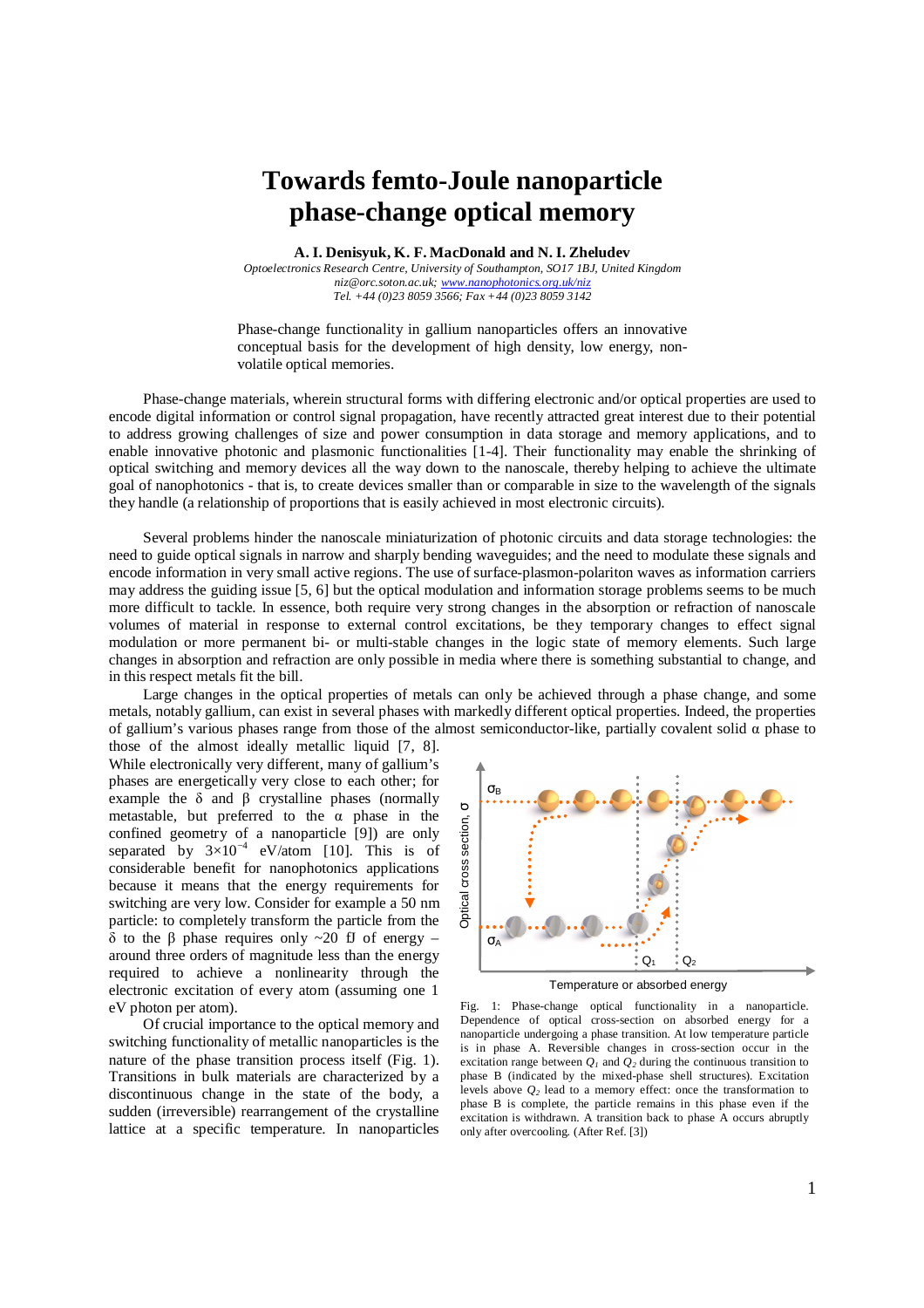# Towards femto-Joule nanoparticle phase-change optical memory

**A. I. Denisyuk, K. F. MacDonald and N. I. Zheludev**

*Optoelectronics Research Centre, University of Southampton, SO17 1BJ, United Kingdom*
*niz@orc.soton.ac.uk; www.nanophotonics.org.uk/niz*
*Tel. +44 (0)23 8059 3566; Fax +44 (0)23 8059 3142*

Phase-change functionality in gallium nanoparticles offers an innovative conceptual basis for the development of high density, low energy, non-volatile optical memories.

Phase-change materials, wherein structural forms with differing electronic and/or optical properties are used to encode digital information or control signal propagation, have recently attracted great interest due to their potential to address growing challenges of size and power consumption in data storage and memory applications, and to enable innovative photonic and plasmonic functionalities [1-4]. Their functionality may enable the shrinking of optical switching and memory devices all the way down to the nanoscale, thereby helping to achieve the ultimate goal of nanophotonics - that is, to create devices smaller than or comparable in size to the wavelength of the signals they handle (a relationship of proportions that is easily achieved in most electronic circuits).

Several problems hinder the nanoscale miniaturization of photonic circuits and data storage technologies: the need to guide optical signals in narrow and sharply bending waveguides; and the need to modulate these signals and encode information in very small active regions. The use of surface-plasmon-polariton waves as information carriers may address the guiding issue [5, 6] but the optical modulation and information storage problems seems to be much more difficult to tackle. In essence, both require very strong changes in the absorption or refraction of nanoscale volumes of material in response to external control excitations, be they temporary changes to effect signal modulation or more permanent bi- or multi-stable changes in the logic state of memory elements. Such large changes in absorption and refraction are only possible in media where there is something substantial to change, and in this respect metals fit the bill.

Large changes in the optical properties of metals can only be achieved through a phase change, and some metals, notably gallium, can exist in several phases with markedly different optical properties. Indeed, the properties of gallium's various phases range from those of the almost semiconductor-like, partially covalent solid α phase to those of the almost ideally metallic liquid [7, 8]. While electronically very different, many of gallium's phases are energetically very close to each other; for example the δ and β crystalline phases (normally metastable, but preferred to the α phase in the confined geometry of a nanoparticle [9]) are only separated by $3\times10^{-4}$ eV/atom [10]. This is of considerable benefit for nanophotonics applications because it means that the energy requirements for switching are very low. Consider for example a 50 nm particle: to completely transform the particle from the δ to the β phase requires only ~20 fJ of energy – around three orders of magnitude less than the energy required to achieve a nonlinearity through the electronic excitation of every atom (assuming one 1 eV photon per atom).

Of crucial importance to the optical memory and switching functionality of metallic nanoparticles is the nature of the phase transition process itself (Fig. 1). Transitions in bulk materials are characterized by a discontinuous change in the state of the body, a sudden (irreversible) rearrangement of the crystalline lattice at a specific temperature. In nanoparticles

$\sigma_B$
$\sigma_A$
Optical cross section, σ
$Q_1$
$Q_2$
Temperature or absorbed energy

Fig. 1: Phase-change optical functionality in a nanoparticle. Dependence of optical cross-section on absorbed energy for a nanoparticle undergoing a phase transition. At low temperature particle is in phase A. Reversible changes in cross-section occur in the excitation range between $Q_1$ and $Q_2$ during the continuous transition to phase B (indicated by the mixed-phase shell structures). Excitation levels above $Q_2$ lead to a memory effect: once the transformation to phase B is complete, the particle remains in this phase even if the excitation is withdrawn. A transition back to phase A occurs abruptly only after overcooling. (After Ref. [3])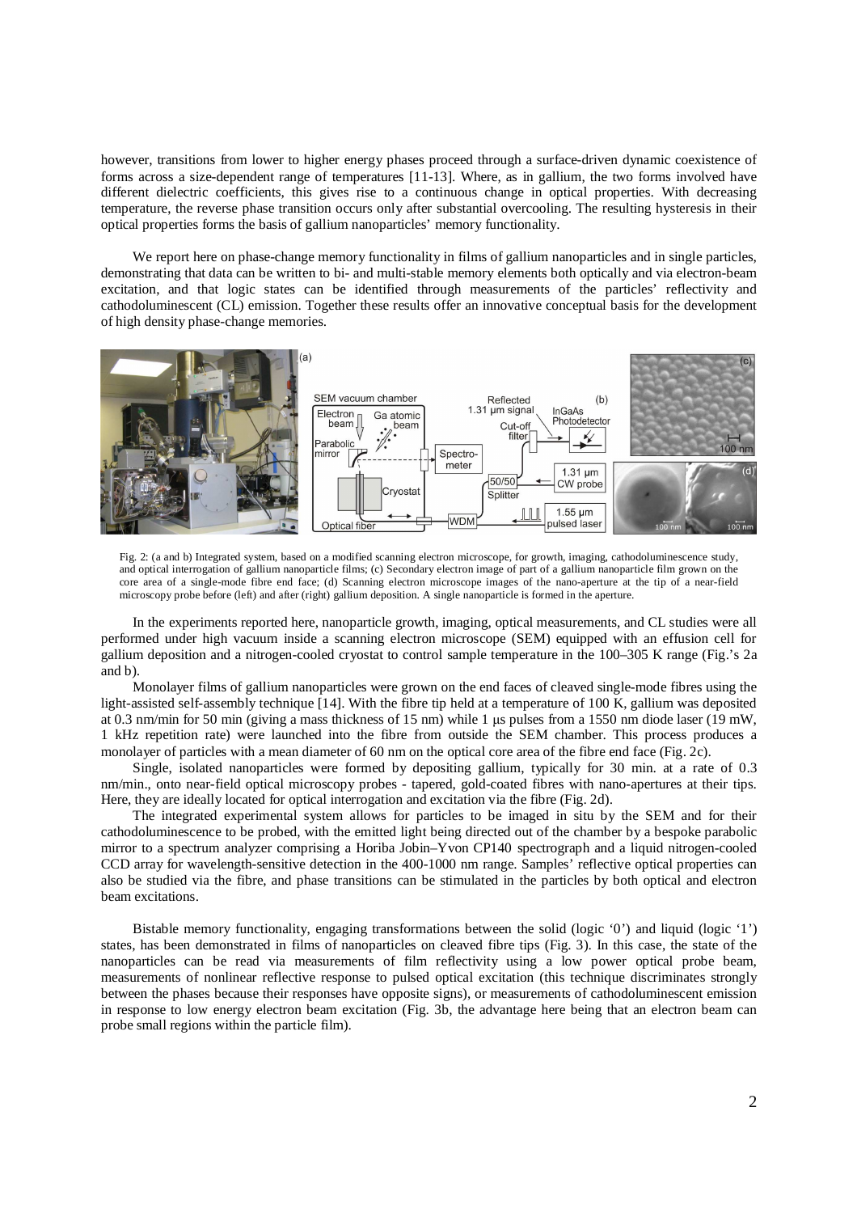however, transitions from lower to higher energy phases proceed through a surface-driven dynamic coexistence of forms across a size-dependent range of temperatures [11-13]. Where, as in gallium, the two forms involved have different dielectric coefficients, this gives rise to a continuous change in optical properties. With decreasing temperature, the reverse phase transition occurs only after substantial overcooling. The resulting hysteresis in their optical properties forms the basis of gallium nanoparticles' memory functionality.

We report here on phase-change memory functionality in films of gallium nanoparticles and in single particles, demonstrating that data can be written to bi- and multi-stable memory elements both optically and via electron-beam excitation, and that logic states can be identified through measurements of the particles' reflectivity and cathodoluminescent (CL) emission. Together these results offer an innovative conceptual basis for the development of high density phase-change memories.

(a)

SEM vacuum chamber

Electron beam

Ga atomic beam

Parabolic mirror

Cryostat

Optical fiber

Spectro-meter

WDM

50/50 Splitter

Reflected 1.31 μm signal

Cut-off filter

InGaAs Photodetector

1.31 μm CW probe

1.55 μm pulsed laser

(b)

(c)

100 nm

(d)

100 nm

100 nm

Fig. 2: (a and b) Integrated system, based on a modified scanning electron microscope, for growth, imaging, cathodoluminescence study, and optical interrogation of gallium nanoparticle films; (c) Secondary electron image of part of a gallium nanoparticle film grown on the core area of a single-mode fibre end face; (d) Scanning electron microscope images of the nano-aperture at the tip of a near-field microscopy probe before (left) and after (right) gallium deposition. A single nanoparticle is formed in the aperture.

In the experiments reported here, nanoparticle growth, imaging, optical measurements, and CL studies were all performed under high vacuum inside a scanning electron microscope (SEM) equipped with an effusion cell for gallium deposition and a nitrogen-cooled cryostat to control sample temperature in the 100–305 K range (Fig.'s 2a and b).

Monolayer films of gallium nanoparticles were grown on the end faces of cleaved single-mode fibres using the light-assisted self-assembly technique [14]. With the fibre tip held at a temperature of 100 K, gallium was deposited at 0.3 nm/min for 50 min (giving a mass thickness of 15 nm) while 1 μs pulses from a 1550 nm diode laser (19 mW, 1 kHz repetition rate) were launched into the fibre from outside the SEM chamber. This process produces a monolayer of particles with a mean diameter of 60 nm on the optical core area of the fibre end face (Fig. 2c).

Single, isolated nanoparticles were formed by depositing gallium, typically for 30 min. at a rate of 0.3 nm/min., onto near-field optical microscopy probes - tapered, gold-coated fibres with nano-apertures at their tips. Here, they are ideally located for optical interrogation and excitation via the fibre (Fig. 2d).

The integrated experimental system allows for particles to be imaged in situ by the SEM and for their cathodoluminescence to be probed, with the emitted light being directed out of the chamber by a bespoke parabolic mirror to a spectrum analyzer comprising a Horiba Jobin–Yvon CP140 spectrograph and a liquid nitrogen-cooled CCD array for wavelength-sensitive detection in the 400-1000 nm range. Samples' reflective optical properties can also be studied via the fibre, and phase transitions can be stimulated in the particles by both optical and electron beam excitations.

Bistable memory functionality, engaging transformations between the solid (logic '0') and liquid (logic '1') states, has been demonstrated in films of nanoparticles on cleaved fibre tips (Fig. 3). In this case, the state of the nanoparticles can be read via measurements of film reflectivity using a low power optical probe beam, measurements of nonlinear reflective response to pulsed optical excitation (this technique discriminates strongly between the phases because their responses have opposite signs), or measurements of cathodoluminescent emission in response to low energy electron beam excitation (Fig. 3b, the advantage here being that an electron beam can probe small regions within the particle film).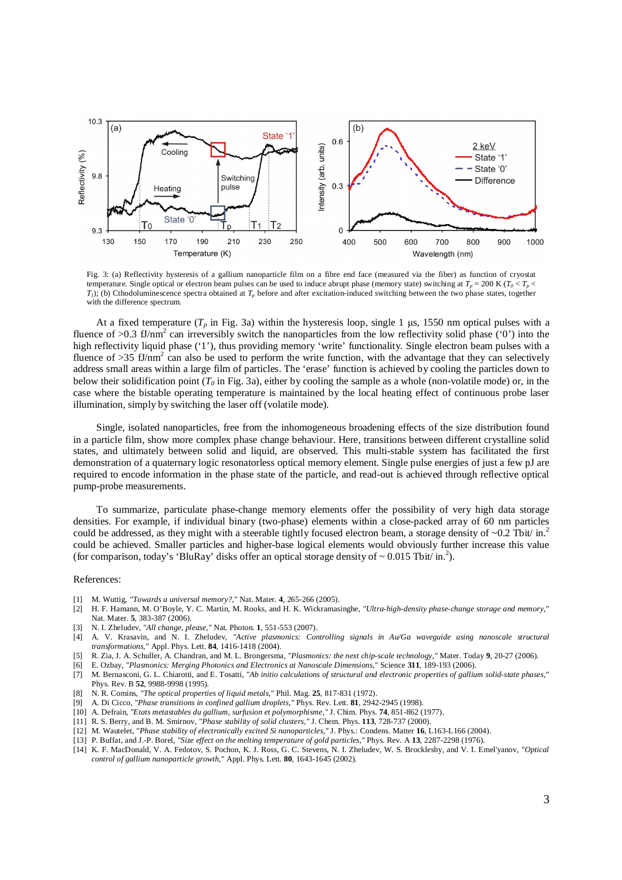(a)

10.3

Reflectivity (%)

9.8

9.3

130 150 170 190 210 230 250

Temperature (K)

Cooling

Heating

State '1'

State '0'

Switching pulse

T0 Tp T1 T2

(b)

0.6

0.3

0

Intensity (arb. units)

400 500 600 700 800 900 1000

Wavelength (nm)

2 keV

State '1'

State '0'

Difference

Fig. 3: (a) Reflectivity hysteresis of a gallium nanoparticle film on a fibre end face (measured via the fiber) as function of cryostat temperature. Single optical or electron beam pulses can be used to induce abrupt phase (memory state) switching at $T_p$ = 200 K ($T_0 < T_p < T_1$); (b) Cthodoluminescence spectra obtained at $T_p$ before and after excitation-induced switching between the two phase states, together with the difference spectrum.

At a fixed temperature ($T_p$ in Fig. 3a) within the hysteresis loop, single 1 µs, 1550 nm optical pulses with a fluence of >0.3 fJ/nm$^2$ can irreversibly switch the nanoparticles from the low reflectivity solid phase ('0') into the high reflectivity liquid phase ('1'), thus providing memory 'write' functionality. Single electron beam pulses with a fluence of >35 fJ/nm$^2$ can also be used to perform the write function, with the advantage that they can selectively address small areas within a large film of particles. The 'erase' function is achieved by cooling the particles down to below their solidification point ($T_0$ in Fig. 3a), either by cooling the sample as a whole (non-volatile mode) or, in the case where the bistable operating temperature is maintained by the local heating effect of continuous probe laser illumination, simply by switching the laser off (volatile mode).

Single, isolated nanoparticles, free from the inhomogeneous broadening effects of the size distribution found in a particle film, show more complex phase change behaviour. Here, transitions between different crystalline solid states, and ultimately between solid and liquid, are observed. This multi-stable system has facilitated the first demonstration of a quaternary logic resonatorless optical memory element. Single pulse energies of just a few pJ are required to encode information in the phase state of the particle, and read-out is achieved through reflective optical pump-probe measurements.

To summarize, particulate phase-change memory elements offer the possibility of very high data storage densities. For example, if individual binary (two-phase) elements within a close-packed array of 60 nm particles could be addressed, as they might with a steerable tightly focused electron beam, a storage density of ~0.2 Tbit/ in.$^2$ could be achieved. Smaller particles and higher-base logical elements would obviously further increase this value (for comparison, today's 'BluRay' disks offer an optical storage density of ~ 0.015 Tbit/ in.$^2$).

References:

[1] M. Wuttig, *"Towards a universal memory?,"* Nat. Mater. **4**, 265-266 (2005).
[2] H. F. Hamann, M. O'Boyle, Y. C. Martin, M. Rooks, and H. K. Wickramasinghe, *"Ultra-high-density phase-change storage and memory,"* Nat. Mater. **5**, 383-387 (2006).
[3] N. I. Zheludev, *"All change, please,"* Nat. Photon. **1**, 551-553 (2007).
[4] A. V. Krasavin, and N. I. Zheludev, *"Active plasmonics: Controlling signals in Au/Ga waveguide using nanoscale structural transformations,"* Appl. Phys. Lett. **84**, 1416-1418 (2004).
[5] R. Zia, J. A. Schuller, A. Chandran, and M. L. Brongersma, *"Plasmonics: the next chip-scale technology,"* Mater. Today **9**, 20-27 (2006).
[6] E. Ozbay, *"Plasmonics: Merging Photonics and Electronics at Nanoscale Dimensions,"* Science **311**, 189-193 (2006).
[7] M. Bernasconi, G. L. Chiarotti, and E. Tosatti, *"Ab initio calculations of structural and electronic properties of gallium solid-state phases,"* Phys. Rev. B **52**, 9988-9998 (1995).
[8] N. R. Comins, *"The optical properties of liquid metals,"* Phil. Mag. **25**, 817-831 (1972).
[9] A. Di Cicco, *"Phase transitions in confined gallium droplets,"* Phys. Rev. Lett. **81**, 2942-2945 (1998).
[10] A. Defrain, *"Etats metastables du gallium, surfusion et polymorphisme,"* J. Chim. Phys. **74**, 851-862 (1977).
[11] R. S. Berry, and B. M. Smirnov, *"Phase stability of solid clusters,"* J. Chem. Phys. **113**, 728-737 (2000).
[12] M. Wautelet, *"Phase stability of electronically excited Si nanoparticles,"* J. Phys.: Condens. Matter **16**, L163-L166 (2004).
[13] P. Buffat, and J.-P. Borel, *"Size effect on the melting temperature of gold particles,"* Phys. Rev. A **13**, 2287-2298 (1976).
[14] K. F. MacDonald, V. A. Fedotov, S. Pochon, K. J. Ross, G. C. Stevens, N. I. Zheludev, W. S. Brocklesby, and V. I. Emel'yanov, *"Optical control of gallium nanoparticle growth,"* Appl. Phys. Lett. **80**, 1643-1645 (2002).